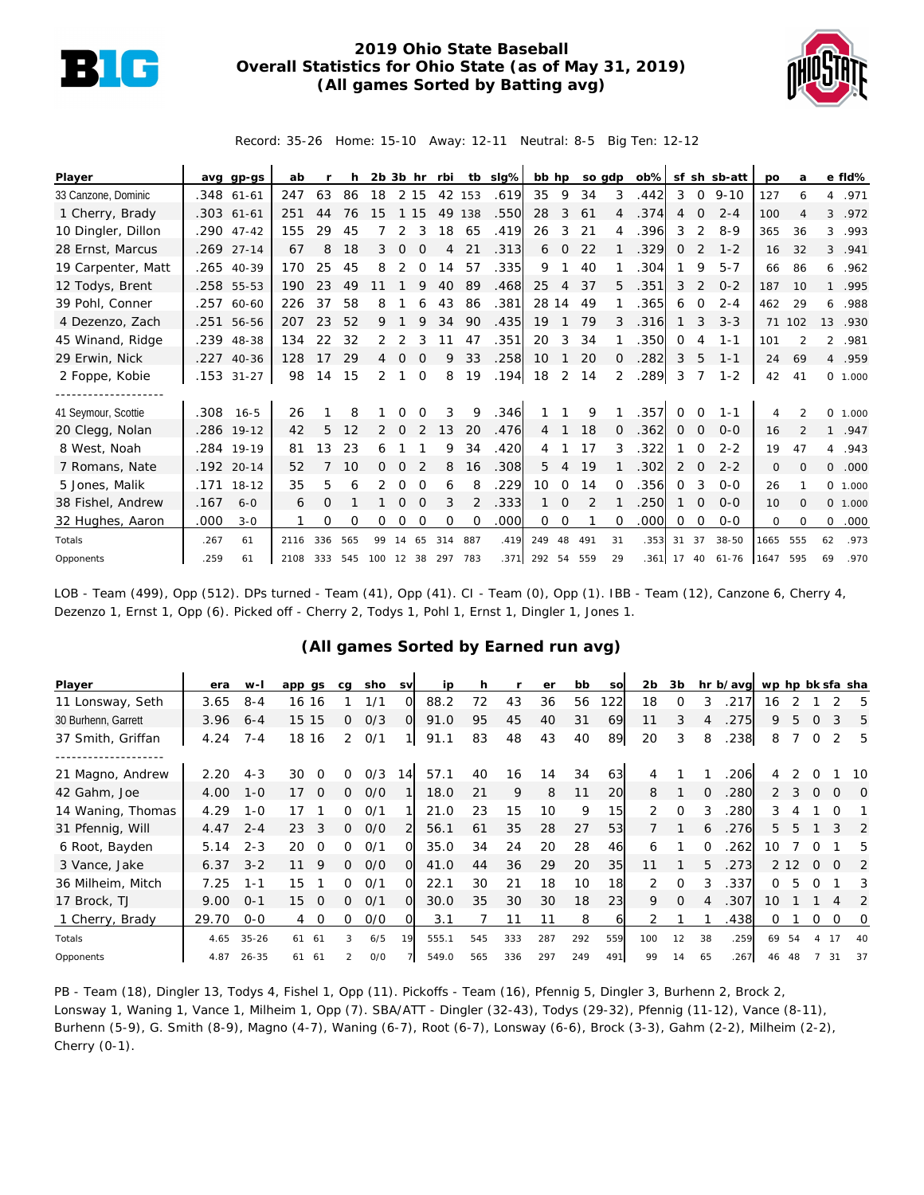# 2019 Ohio State Baseball
## Overall Statistics for Ohio State (as of May 31, 2019)
### (All games Sorted by Batting avg)

Record: 35-26 Home: 15-10 Away: 12-11 Neutral: 8-5 Big Ten: 12-12

| Player | avg | gp-gs | ab | r | h | 2b | 3b | hr | rbi | tb | slg% | bb | hp | so | gdp | ob% | sf | sh | sb-att | po | a | e | fld% |
|---|---|---|---|---|---|---|---|---|---|---|---|---|---|---|---|---|---|---|---|---|---|---|---|
| 33 Canzone, Dominic | .348 | 61-61 | 247 | 63 | 86 | 18 | 2 | 15 | 42 | 153 | .619 | 35 | 9 | 34 | 3 | .442 | 3 | 0 | 9-10 | 127 | 6 | 4 | .971 |
| 1 Cherry, Brady | .303 | 61-61 | 251 | 44 | 76 | 15 | 1 | 15 | 49 | 138 | .550 | 28 | 3 | 61 | 4 | .374 | 4 | 0 | 2-4 | 100 | 4 | 3 | .972 |
| 10 Dingler, Dillon | .290 | 47-42 | 155 | 29 | 45 | 7 | 2 | 3 | 18 | 65 | .419 | 26 | 3 | 21 | 4 | .396 | 3 | 2 | 8-9 | 365 | 36 | 3 | .993 |
| 28 Ernst, Marcus | .269 | 27-14 | 67 | 8 | 18 | 3 | 0 | 0 | 4 | 21 | .313 | 6 | 0 | 22 | 1 | .329 | 0 | 2 | 1-2 | 16 | 32 | 3 | .941 |
| 19 Carpenter, Matt | .265 | 40-39 | 170 | 25 | 45 | 8 | 2 | 0 | 14 | 57 | .335 | 9 | 1 | 40 | 1 | .304 | 1 | 9 | 5-7 | 66 | 86 | 6 | .962 |
| 12 Todys, Brent | .258 | 55-53 | 190 | 23 | 49 | 11 | 1 | 9 | 40 | 89 | .468 | 25 | 4 | 37 | 5 | .351 | 3 | 2 | 0-2 | 187 | 10 | 1 | .995 |
| 39 Pohl, Conner | .257 | 60-60 | 226 | 37 | 58 | 8 | 1 | 6 | 43 | 86 | .381 | 28 | 14 | 49 | 1 | .365 | 6 | 0 | 2-4 | 462 | 29 | 6 | .988 |
| 4 Dezenzo, Zach | .251 | 56-56 | 207 | 23 | 52 | 9 | 1 | 9 | 34 | 90 | .435 | 19 | 1 | 79 | 3 | .316 | 1 | 3 | 3-3 | 71 | 102 | 13 | .930 |
| 45 Winand, Ridge | .239 | 48-38 | 134 | 22 | 32 | 2 | 2 | 3 | 11 | 47 | .351 | 20 | 3 | 34 | 1 | .350 | 0 | 4 | 1-1 | 101 | 2 | 2 | .981 |
| 29 Erwin, Nick | .227 | 40-36 | 128 | 17 | 29 | 4 | 0 | 0 | 9 | 33 | .258 | 10 | 1 | 20 | 0 | .282 | 3 | 5 | 1-1 | 24 | 69 | 4 | .959 |
| 2 Foppe, Kobie | .153 | 31-27 | 98 | 14 | 15 | 2 | 1 | 0 | 8 | 19 | .194 | 18 | 2 | 14 | 2 | .289 | 3 | 7 | 1-2 | 42 | 41 | 0 | 1.000 |
| -------------------- | | | | | | | | | | | | | | | | | | | | | | | |
| 41 Seymour, Scottie | .308 | 16-5 | 26 | 1 | 8 | 1 | 0 | 0 | 3 | 9 | .346 | 1 | 1 | 9 | 1 | .357 | 0 | 0 | 1-1 | 4 | 2 | 0 | 1.000 |
| 20 Clegg, Nolan | .286 | 19-12 | 42 | 5 | 12 | 2 | 0 | 2 | 13 | 20 | .476 | 4 | 1 | 18 | 0 | .362 | 0 | 0 | 0-0 | 16 | 2 | 1 | .947 |
| 8 West, Noah | .284 | 19-19 | 81 | 13 | 23 | 6 | 1 | 1 | 9 | 34 | .420 | 4 | 1 | 17 | 3 | .322 | 1 | 0 | 2-2 | 19 | 47 | 4 | .943 |
| 7 Romans, Nate | .192 | 20-14 | 52 | 7 | 10 | 0 | 0 | 2 | 8 | 16 | .308 | 5 | 4 | 19 | 1 | .302 | 2 | 0 | 2-2 | 0 | 0 | 0 | .000 |
| 5 Jones, Malik | .171 | 18-12 | 35 | 5 | 6 | 2 | 0 | 0 | 6 | 8 | .229 | 10 | 0 | 14 | 0 | .356 | 0 | 3 | 0-0 | 26 | 1 | 0 | 1.000 |
| 38 Fishel, Andrew | .167 | 6-0 | 6 | 0 | 1 | 1 | 0 | 0 | 3 | 2 | .333 | 1 | 0 | 2 | 1 | .250 | 1 | 0 | 0-0 | 10 | 0 | 0 | 1.000 |
| 32 Hughes, Aaron | .000 | 3-0 | 1 | 0 | 0 | 0 | 0 | 0 | 0 | 0 | .000 | 0 | 0 | 1 | 0 | .000 | 0 | 0 | 0-0 | 0 | 0 | 0 | .000 |
| Totals | .267 | 61 | 2116 | 336 | 565 | 99 | 14 | 65 | 314 | 887 | .419 | 249 | 48 | 491 | 31 | .353 | 31 | 37 | 38-50 | 1665 | 555 | 62 | .973 |
| Opponents | .259 | 61 | 2108 | 333 | 545 | 100 | 12 | 38 | 297 | 783 | .371 | 292 | 54 | 559 | 29 | .361 | 17 | 40 | 61-76 | 1647 | 595 | 69 | .970 |

LOB - Team (499), Opp (512). DPs turned - Team (41), Opp (41). CI - Team (0), Opp (1). IBB - Team (12), Canzone 6, Cherry 4, Dezenzo 1, Ernst 1, Opp (6). Picked off - Cherry 2, Todys 1, Pohl 1, Ernst 1, Dingler 1, Jones 1.

### (All games Sorted by Earned run avg)

| Player | era | w-l | app | gs | cg | sho | sv | ip | h | r | er | bb | so | 2b | 3b | hr | b/avg | wp | hp | bk | sfa | sha |
|---|---|---|---|---|---|---|---|---|---|---|---|---|---|---|---|---|---|---|---|---|---|---|
| 11 Lonsway, Seth | 3.65 | 8-4 | 16 | 16 | 1 | 1/1 | 0 | 88.2 | 72 | 43 | 36 | 56 | 122 | 18 | 0 | 3 | .217 | 16 | 2 | 1 | 2 | 5 |
| 30 Burhenn, Garrett | 3.96 | 6-4 | 15 | 15 | 0 | 0/3 | 0 | 91.0 | 95 | 45 | 40 | 31 | 69 | 11 | 3 | 4 | .275 | 9 | 5 | 0 | 3 | 5 |
| 37 Smith, Griffan | 4.24 | 7-4 | 18 | 16 | 2 | 0/1 | 1 | 91.1 | 83 | 48 | 43 | 40 | 89 | 20 | 3 | 8 | .238 | 8 | 7 | 0 | 2 | 5 |
| -------------------- | | | | | | | | | | | | | | | | | | | | | | |
| 21 Magno, Andrew | 2.20 | 4-3 | 30 | 0 | 0 | 0/3 | 14 | 57.1 | 40 | 16 | 14 | 34 | 63 | 4 | 1 | 1 | .206 | 4 | 2 | 0 | 1 | 10 |
| 42 Gahm, Joe | 4.00 | 1-0 | 17 | 0 | 0 | 0/0 | 1 | 18.0 | 21 | 9 | 8 | 11 | 20 | 8 | 1 | 0 | .280 | 2 | 3 | 0 | 0 | 0 |
| 14 Waning, Thomas | 4.29 | 1-0 | 17 | 1 | 0 | 0/1 | 1 | 21.0 | 23 | 15 | 10 | 9 | 15 | 2 | 0 | 3 | .280 | 3 | 4 | 1 | 0 | 1 |
| 31 Pfennig, Will | 4.47 | 2-4 | 23 | 3 | 0 | 0/0 | 2 | 56.1 | 61 | 35 | 28 | 27 | 53 | 7 | 1 | 6 | .276 | 5 | 5 | 1 | 3 | 2 |
| 6 Root, Bayden | 5.14 | 2-3 | 20 | 0 | 0 | 0/1 | 0 | 35.0 | 34 | 24 | 20 | 28 | 46 | 6 | 1 | 0 | .262 | 10 | 7 | 0 | 1 | 5 |
| 3 Vance, Jake | 6.37 | 3-2 | 11 | 9 | 0 | 0/0 | 0 | 41.0 | 44 | 36 | 29 | 20 | 35 | 11 | 1 | 5 | .273 | 2 | 12 | 0 | 0 | 2 |
| 36 Milheim, Mitch | 7.25 | 1-1 | 15 | 1 | 0 | 0/1 | 0 | 22.1 | 30 | 21 | 18 | 10 | 18 | 2 | 0 | 3 | .337 | 0 | 5 | 0 | 1 | 3 |
| 17 Brock, TJ | 9.00 | 0-1 | 15 | 0 | 0 | 0/1 | 0 | 30.0 | 35 | 30 | 30 | 18 | 23 | 9 | 0 | 4 | .307 | 10 | 1 | 1 | 4 | 2 |
| 1 Cherry, Brady | 29.70 | 0-0 | 4 | 0 | 0 | 0/0 | 0 | 3.1 | 7 | 11 | 11 | 8 | 6 | 2 | 1 | 1 | .438 | 0 | 1 | 0 | 0 | 0 |
| Totals | 4.65 | 35-26 | 61 | 61 | 3 | 6/5 | 19 | 555.1 | 545 | 333 | 287 | 292 | 559 | 100 | 12 | 38 | .259 | 69 | 54 | 4 | 17 | 40 |
| Opponents | 4.87 | 26-35 | 61 | 61 | 2 | 0/0 | 7 | 549.0 | 565 | 336 | 297 | 249 | 491 | 99 | 14 | 65 | .267 | 46 | 48 | 7 | 31 | 37 |

PB - Team (18), Dingler 13, Todys 4, Fishel 1, Opp (11). Pickoffs - Team (16), Pfennig 5, Dingler 3, Burhenn 2, Brock 2, Lonsway 1, Waning 1, Vance 1, Milheim 1, Opp (7). SBA/ATT - Dingler (32-43), Todys (29-32), Pfennig (11-12), Vance (8-11), Burhenn (5-9), G. Smith (8-9), Magno (4-7), Waning (6-7), Root (6-7), Lonsway (6-6), Brock (3-3), Gahm (2-2), Milheim (2-2), Cherry (0-1).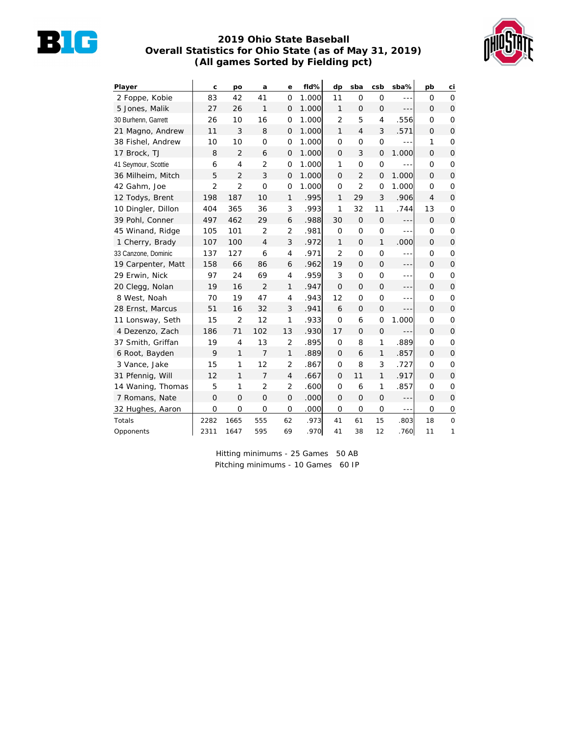## 2019 Ohio State Baseball
## Overall Statistics for Ohio State (as of May 31, 2019)
## (All games Sorted by Fielding pct)

| Player | c | po | a | e | fld% | dp | sba | csb | sba% | pb | ci |
|---|---|---|---|---|---|---|---|---|---|---|---|
| 2 Foppe, Kobie | 83 | 42 | 41 | 0 | 1.000 | 11 | 0 | 0 | --- | 0 | 0 |
| 5 Jones, Malik | 27 | 26 | 1 | 0 | 1.000 | 1 | 0 | 0 | --- | 0 | 0 |
| 30 Burhenn, Garrett | 26 | 10 | 16 | 0 | 1.000 | 2 | 5 | 4 | .556 | 0 | 0 |
| 21 Magno, Andrew | 11 | 3 | 8 | 0 | 1.000 | 1 | 4 | 3 | .571 | 0 | 0 |
| 38 Fishel, Andrew | 10 | 10 | 0 | 0 | 1.000 | 0 | 0 | 0 | --- | 1 | 0 |
| 17 Brock, TJ | 8 | 2 | 6 | 0 | 1.000 | 0 | 3 | 0 | 1.000 | 0 | 0 |
| 41 Seymour, Scottie | 6 | 4 | 2 | 0 | 1.000 | 1 | 0 | 0 | --- | 0 | 0 |
| 36 Milheim, Mitch | 5 | 2 | 3 | 0 | 1.000 | 0 | 2 | 0 | 1.000 | 0 | 0 |
| 42 Gahm, Joe | 2 | 2 | 0 | 0 | 1.000 | 0 | 2 | 0 | 1.000 | 0 | 0 |
| 12 Todys, Brent | 198 | 187 | 10 | 1 | .995 | 1 | 29 | 3 | .906 | 4 | 0 |
| 10 Dingler, Dillon | 404 | 365 | 36 | 3 | .993 | 1 | 32 | 11 | .744 | 13 | 0 |
| 39 Pohl, Conner | 497 | 462 | 29 | 6 | .988 | 30 | 0 | 0 | --- | 0 | 0 |
| 45 Winand, Ridge | 105 | 101 | 2 | 2 | .981 | 0 | 0 | 0 | --- | 0 | 0 |
| 1 Cherry, Brady | 107 | 100 | 4 | 3 | .972 | 1 | 0 | 1 | .000 | 0 | 0 |
| 33 Canzone, Dominic | 137 | 127 | 6 | 4 | .971 | 2 | 0 | 0 | --- | 0 | 0 |
| 19 Carpenter, Matt | 158 | 66 | 86 | 6 | .962 | 19 | 0 | 0 | --- | 0 | 0 |
| 29 Erwin, Nick | 97 | 24 | 69 | 4 | .959 | 3 | 0 | 0 | --- | 0 | 0 |
| 20 Clegg, Nolan | 19 | 16 | 2 | 1 | .947 | 0 | 0 | 0 | --- | 0 | 0 |
| 8 West, Noah | 70 | 19 | 47 | 4 | .943 | 12 | 0 | 0 | --- | 0 | 0 |
| 28 Ernst, Marcus | 51 | 16 | 32 | 3 | .941 | 6 | 0 | 0 | --- | 0 | 0 |
| 11 Lonsway, Seth | 15 | 2 | 12 | 1 | .933 | 0 | 6 | 0 | 1.000 | 0 | 0 |
| 4 Dezenzo, Zach | 186 | 71 | 102 | 13 | .930 | 17 | 0 | 0 | --- | 0 | 0 |
| 37 Smith, Griffan | 19 | 4 | 13 | 2 | .895 | 0 | 8 | 1 | .889 | 0 | 0 |
| 6 Root, Bayden | 9 | 1 | 7 | 1 | .889 | 0 | 6 | 1 | .857 | 0 | 0 |
| 3 Vance, Jake | 15 | 1 | 12 | 2 | .867 | 0 | 8 | 3 | .727 | 0 | 0 |
| 31 Pfennig, Will | 12 | 1 | 7 | 4 | .667 | 0 | 11 | 1 | .917 | 0 | 0 |
| 14 Waning, Thomas | 5 | 1 | 2 | 2 | .600 | 0 | 6 | 1 | .857 | 0 | 0 |
| 7 Romans, Nate | 0 | 0 | 0 | 0 | .000 | 0 | 0 | 0 | --- | 0 | 0 |
| 32 Hughes, Aaron | 0 | 0 | 0 | 0 | .000 | 0 | 0 | 0 | --- | 0 | 0 |
| Totals | 2282 | 1665 | 555 | 62 | .973 | 41 | 61 | 15 | .803 | 18 | 0 |
| Opponents | 2311 | 1647 | 595 | 69 | .970 | 41 | 38 | 12 | .760 | 11 | 1 |

Hitting minimums - 25 Games 50 AB
Pitching minimums - 10 Games 60 IP